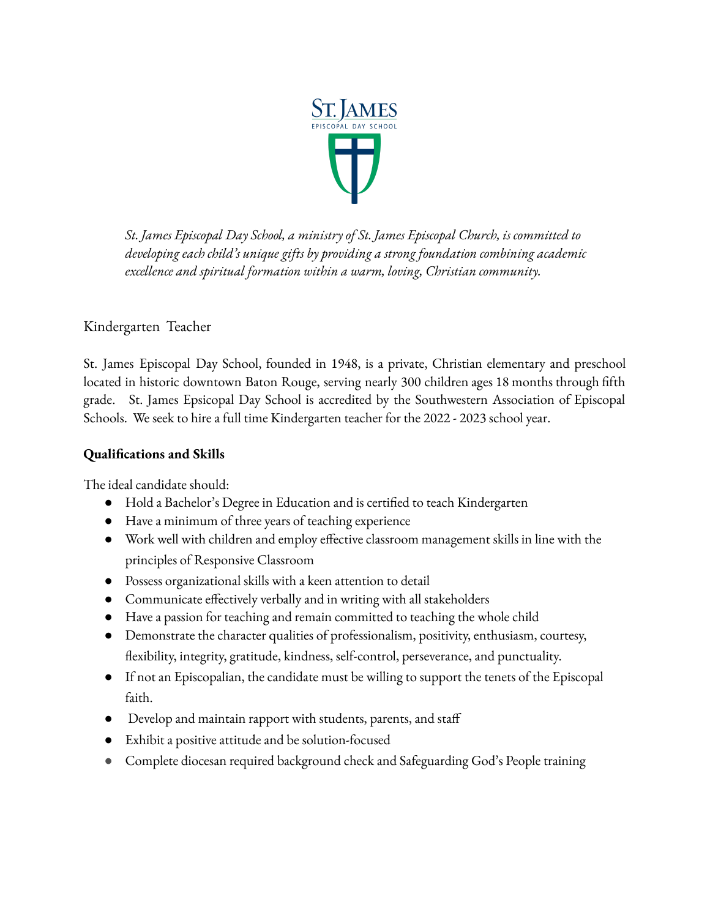ST. JAMES

EPISCOPAL DAY SCHOOL

*St. James Episcopal Day School, a ministry of St. James Episcopal Church, is committed to developing each child's unique gifts by providing a strong foundation combining academic excellence and spiritual formation within a warm, loving, Christian community.*

## Kindergarten Teacher

St. James Episcopal Day School, founded in 1948, is a private, Christian elementary and preschool located in historic downtown Baton Rouge, serving nearly 300 children ages 18 months through fifth grade. St. James Epsicopal Day School is accredited by the Southwestern Association of Episcopal Schools. We seek to hire a full time Kindergarten teacher for the 2022 - 2023 school year.

### Qualifications and Skills

The ideal candidate should:

- Hold a Bachelor's Degree in Education and is certified to teach Kindergarten
- Have a minimum of three years of teaching experience
- Work well with children and employ effective classroom management skills in line with the principles of Responsive Classroom
- Possess organizational skills with a keen attention to detail
- Communicate effectively verbally and in writing with all stakeholders
- Have a passion for teaching and remain committed to teaching the whole child
- Demonstrate the character qualities of professionalism, positivity, enthusiasm, courtesy, flexibility, integrity, gratitude, kindness, self-control, perseverance, and punctuality.
- If not an Episcopalian, the candidate must be willing to support the tenets of the Episcopal faith.
- Develop and maintain rapport with students, parents, and staff
- Exhibit a positive attitude and be solution-focused
- Complete diocesan required background check and Safeguarding God's People training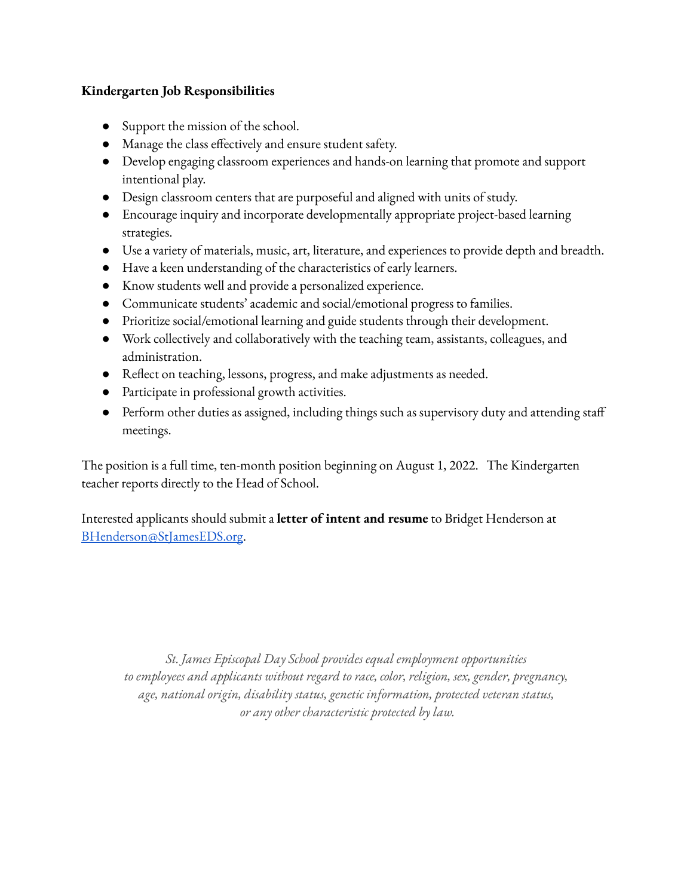**Kindergarten Job Responsibilities**

- Support the mission of the school.
- Manage the class effectively and ensure student safety.
- Develop engaging classroom experiences and hands-on learning that promote and support intentional play.
- Design classroom centers that are purposeful and aligned with units of study.
- Encourage inquiry and incorporate developmentally appropriate project-based learning strategies.
- Use a variety of materials, music, art, literature, and experiences to provide depth and breadth.
- Have a keen understanding of the characteristics of early learners.
- Know students well and provide a personalized experience.
- Communicate students' academic and social/emotional progress to families.
- Prioritize social/emotional learning and guide students through their development.
- Work collectively and collaboratively with the teaching team, assistants, colleagues, and administration.
- Reflect on teaching, lessons, progress, and make adjustments as needed.
- Participate in professional growth activities.
- Perform other duties as assigned, including things such as supervisory duty and attending staff meetings.

The position is a full time, ten-month position beginning on August 1, 2022. The Kindergarten teacher reports directly to the Head of School.

Interested applicants should submit a **letter of intent and resume** to Bridget Henderson at BHenderson@StJamesEDS.org.

*St. James Episcopal Day School provides equal employment opportunities to employees and applicants without regard to race, color, religion, sex, gender, pregnancy, age, national origin, disability status, genetic information, protected veteran status, or any other characteristic protected by law.*